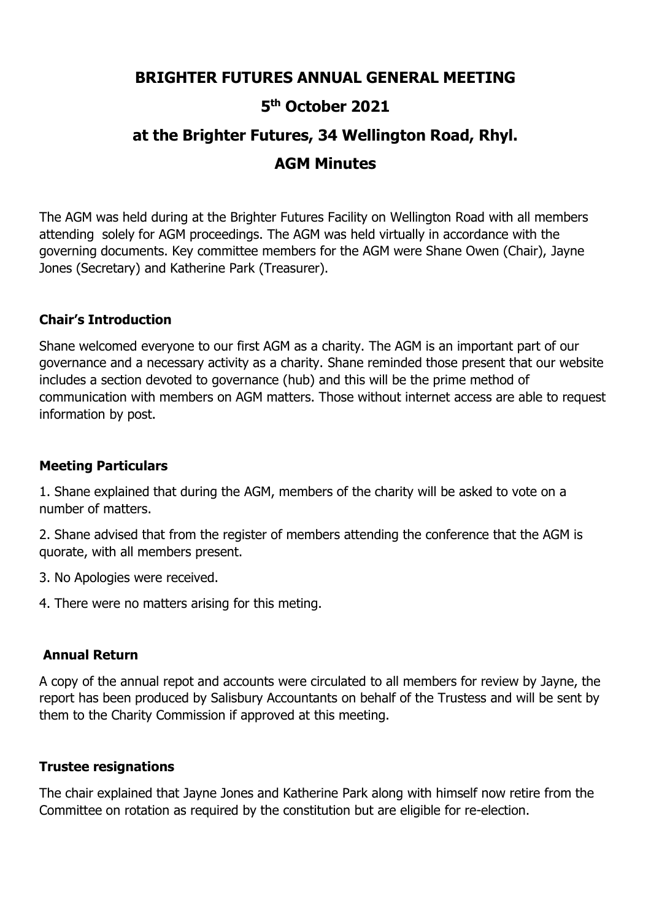# BRIGHTER FUTURES ANNUAL GENERAL MEETING

# 5th October 2021

# at the Brighter Futures, 34 Wellington Road, Rhyl.

# AGM Minutes

The AGM was held during at the Brighter Futures Facility on Wellington Road with all members attending solely for AGM proceedings. The AGM was held virtually in accordance with the governing documents. Key committee members for the AGM were Shane Owen (Chair), Jayne Jones (Secretary) and Katherine Park (Treasurer).

### Chair's Introduction

Shane welcomed everyone to our first AGM as a charity. The AGM is an important part of our governance and a necessary activity as a charity. Shane reminded those present that our website includes a section devoted to governance (hub) and this will be the prime method of communication with members on AGM matters. Those without internet access are able to request information by post.

### Meeting Particulars

1. Shane explained that during the AGM, members of the charity will be asked to vote on a number of matters.

2. Shane advised that from the register of members attending the conference that the AGM is quorate, with all members present.

3. No Apologies were received.

4. There were no matters arising for this meting.

### Annual Return

A copy of the annual repot and accounts were circulated to all members for review by Jayne, the report has been produced by Salisbury Accountants on behalf of the Trustess and will be sent by them to the Charity Commission if approved at this meeting.

### Trustee resignations

The chair explained that Jayne Jones and Katherine Park along with himself now retire from the Committee on rotation as required by the constitution but are eligible for re-election.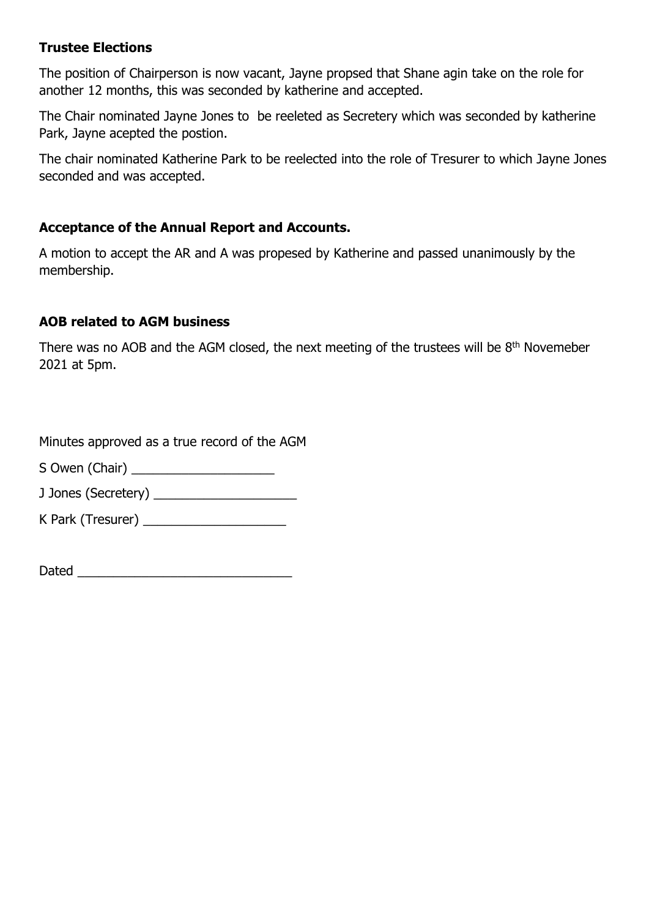### Trustee Elections

The position of Chairperson is now vacant, Jayne propsed that Shane agin take on the role for another 12 months, this was seconded by katherine and accepted.

The Chair nominated Jayne Jones to  be reeleted as Secretery which was seconded by katherine Park, Jayne acepted the postion.

The chair nominated Katherine Park to be reelected into the role of Tresurer to which Jayne Jones seconded and was accepted.

### Acceptance of the Annual Report and Accounts.

A motion to accept the AR and A was propesed by Katherine and passed unanimously by the membership.

### AOB related to AGM business

There was no AOB and the AGM closed, the next meeting of the trustees will be 8th Novemeber 2021 at 5pm.

Minutes approved as a true record of the AGM

S Owen (Chair) ____________________

J Jones (Secretery) ____________________

K Park (Tresurer) ____________________

Dated ______________________________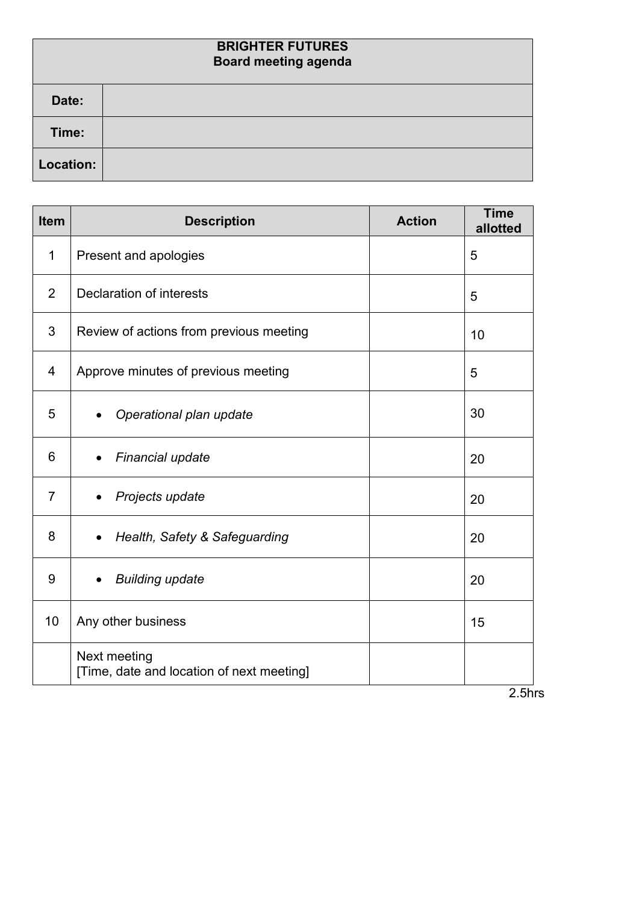| **BRIGHTER FUTURES**<br>**Board meeting agenda** | |
|---|---|
| **Date:** | |
| **Time:** | |
| **Location:** | |

| Item | Description | Action | Time allotted |
|---|---|---|---|
| 1 | Present and apologies | | 5 |
| 2 | Declaration of interests | | 5 |
| 3 | Review of actions from previous meeting | | 10 |
| 4 | Approve minutes of previous meeting | | 5 |
| 5 | • *Operational plan update* | | 30 |
| 6 | • *Financial update* | | 20 |
| 7 | • *Projects update* | | 20 |
| 8 | • *Health, Safety & Safeguarding* | | 20 |
| 9 | • *Building update* | | 20 |
| 10 | Any other business | | 15 |
| | Next meeting<br>[Time, date and location of next meeting] | | |

2.5hrs